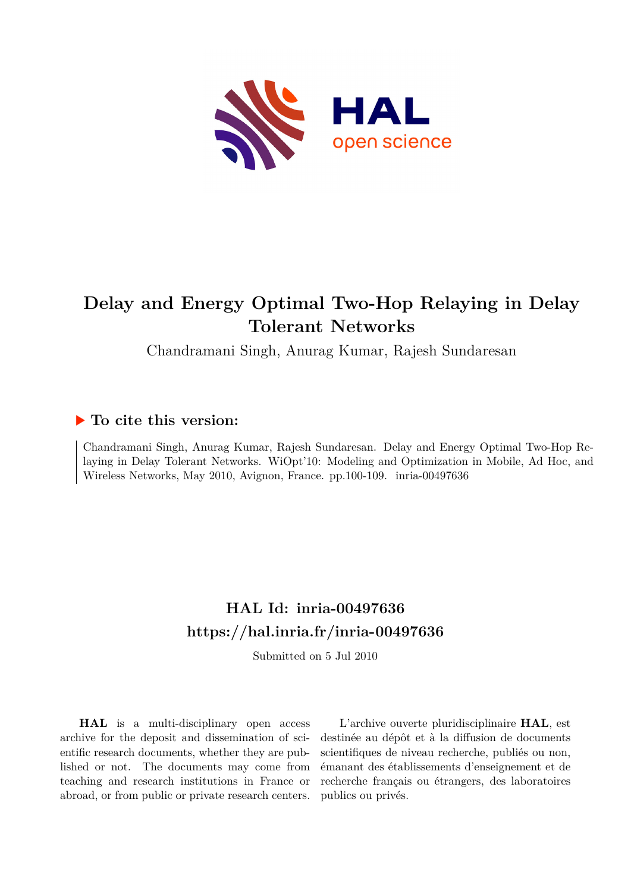# Delay and Energy Optimal Two-Hop Relaying in Delay Tolerant Networks

Chandramani Singh, Anurag Kumar, Rajesh Sundaresan

## ▶ To cite this version:

Chandramani Singh, Anurag Kumar, Rajesh Sundaresan. Delay and Energy Optimal Two-Hop Relaying in Delay Tolerant Networks. WiOpt'10: Modeling and Optimization in Mobile, Ad Hoc, and Wireless Networks, May 2010, Avignon, France. pp.100-109. inria-00497636

## HAL Id: inria-00497636

## https://hal.inria.fr/inria-00497636

Submitted on 5 Jul 2010

**HAL** is a multi-disciplinary open access archive for the deposit and dissemination of scientific research documents, whether they are published or not. The documents may come from teaching and research institutions in France or abroad, or from public or private research centers.

L'archive ouverte pluridisciplinaire **HAL**, est destinée au dépôt et à la diffusion de documents scientifiques de niveau recherche, publiés ou non, émanant des établissements d'enseignement et de recherche français ou étrangers, des laboratoires publics ou privés.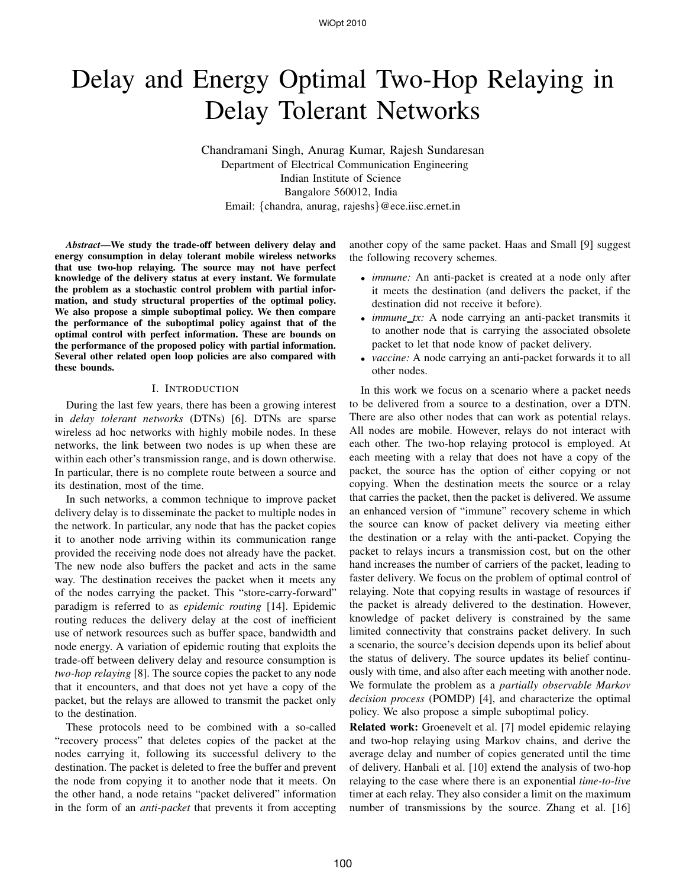# Delay and Energy Optimal Two-Hop Relaying in Delay Tolerant Networks

Chandramani Singh, Anurag Kumar, Rajesh Sundaresan
Department of Electrical Communication Engineering
Indian Institute of Science
Bangalore 560012, India
Email: {chandra, anurag, rajeshs}@ece.iisc.ernet.in

***Abstract*—We study the trade-off between delivery delay and energy consumption in delay tolerant mobile wireless networks that use two-hop relaying. The source may not have perfect knowledge of the delivery status at every instant. We formulate the problem as a stochastic control problem with partial information, and study structural properties of the optimal policy. We also propose a simple suboptimal policy. We then compare the performance of the suboptimal policy against that of the optimal control with perfect information. These are bounds on the performance of the proposed policy with partial information. Several other related open loop policies are also compared with these bounds.**

## I. Introduction

During the last few years, there has been a growing interest in *delay tolerant networks* (DTNs) [6]. DTNs are sparse wireless ad hoc networks with highly mobile nodes. In these networks, the link between two nodes is up when these are within each other's transmission range, and is down otherwise. In particular, there is no complete route between a source and its destination, most of the time.

In such networks, a common technique to improve packet delivery delay is to disseminate the packet to multiple nodes in the network. In particular, any node that has the packet copies it to another node arriving within its communication range provided the receiving node does not already have the packet. The new node also buffers the packet and acts in the same way. The destination receives the packet when it meets any of the nodes carrying the packet. This "store-carry-forward" paradigm is referred to as *epidemic routing* [14]. Epidemic routing reduces the delivery delay at the cost of inefficient use of network resources such as buffer space, bandwidth and node energy. A variation of epidemic routing that exploits the trade-off between delivery delay and resource consumption is *two-hop relaying* [8]. The source copies the packet to any node that it encounters, and that does not yet have a copy of the packet, but the relays are allowed to transmit the packet only to the destination.

These protocols need to be combined with a so-called "recovery process" that deletes copies of the packet at the nodes carrying it, following its successful delivery to the destination. The packet is deleted to free the buffer and prevent the node from copying it to another node that it meets. On the other hand, a node retains "packet delivered" information in the form of an *anti-packet* that prevents it from accepting another copy of the same packet. Haas and Small [9] suggest the following recovery schemes.

- *immune:* An anti-packet is created at a node only after it meets the destination (and delivers the packet, if the destination did not receive it before).
- *immune_tx:* A node carrying an anti-packet transmits it to another node that is carrying the associated obsolete packet to let that node know of packet delivery.
- *vaccine:* A node carrying an anti-packet forwards it to all other nodes.

In this work we focus on a scenario where a packet needs to be delivered from a source to a destination, over a DTN. There are also other nodes that can work as potential relays. All nodes are mobile. However, relays do not interact with each other. The two-hop relaying protocol is employed. At each meeting with a relay that does not have a copy of the packet, the source has the option of either copying or not copying. When the destination meets the source or a relay that carries the packet, then the packet is delivered. We assume an enhanced version of "immune" recovery scheme in which the source can know of packet delivery via meeting either the destination or a relay with the anti-packet. Copying the packet to relays incurs a transmission cost, but on the other hand increases the number of carriers of the packet, leading to faster delivery. We focus on the problem of optimal control of relaying. Note that copying results in wastage of resources if the packet is already delivered to the destination. However, knowledge of packet delivery is constrained by the same limited connectivity that constrains packet delivery. In such a scenario, the source's decision depends upon its belief about the status of delivery. The source updates its belief continuously with time, and also after each meeting with another node. We formulate the problem as a *partially observable Markov decision process* (POMDP) [4], and characterize the optimal policy. We also propose a simple suboptimal policy.

**Related work:** Groenevelt et al. [7] model epidemic relaying and two-hop relaying using Markov chains, and derive the average delay and number of copies generated until the time of delivery. Hanbali et al. [10] extend the analysis of two-hop relaying to the case where there is an exponential *time-to-live* timer at each relay. They also consider a limit on the maximum number of transmissions by the source. Zhang et al. [16]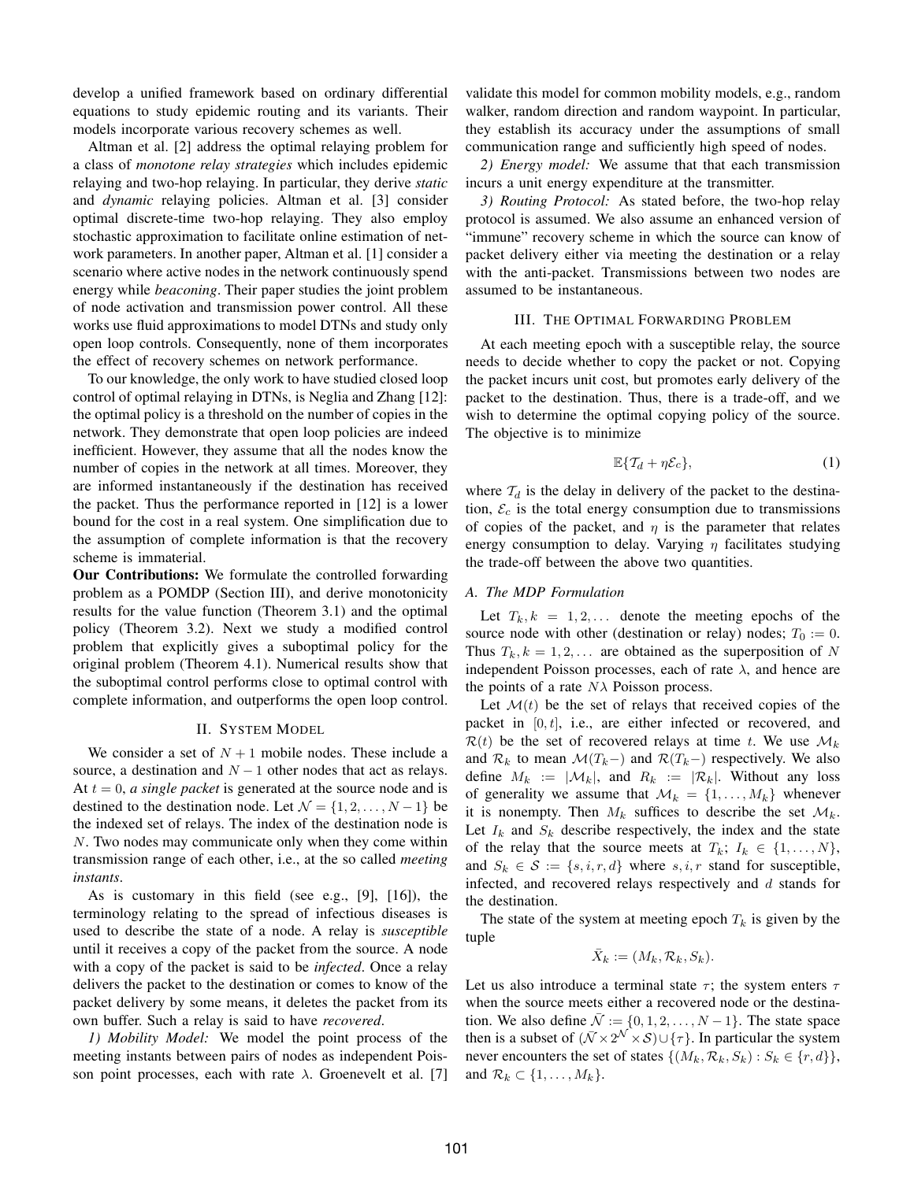develop a unified framework based on ordinary differential equations to study epidemic routing and its variants. Their models incorporate various recovery schemes as well.

Altman et al. [2] address the optimal relaying problem for a class of *monotone relay strategies* which includes epidemic relaying and two-hop relaying. In particular, they derive *static* and *dynamic* relaying policies. Altman et al. [3] consider optimal discrete-time two-hop relaying. They also employ stochastic approximation to facilitate online estimation of network parameters. In another paper, Altman et al. [1] consider a scenario where active nodes in the network continuously spend energy while *beaconing*. Their paper studies the joint problem of node activation and transmission power control. All these works use fluid approximations to model DTNs and study only open loop controls. Consequently, none of them incorporates the effect of recovery schemes on network performance.

To our knowledge, the only work to have studied closed loop control of optimal relaying in DTNs, is Neglia and Zhang [12]: the optimal policy is a threshold on the number of copies in the network. They demonstrate that open loop policies are indeed inefficient. However, they assume that all the nodes know the number of copies in the network at all times. Moreover, they are informed instantaneously if the destination has received the packet. Thus the performance reported in [12] is a lower bound for the cost in a real system. One simplification due to the assumption of complete information is that the recovery scheme is immaterial.

**Our Contributions:** We formulate the controlled forwarding problem as a POMDP (Section III), and derive monotonicity results for the value function (Theorem 3.1) and the optimal policy (Theorem 3.2). Next we study a modified control problem that explicitly gives a suboptimal policy for the original problem (Theorem 4.1). Numerical results show that the suboptimal control performs close to optimal control with complete information, and outperforms the open loop control.

## II. System Model

We consider a set of $N+1$ mobile nodes. These include a source, a destination and $N-1$ other nodes that act as relays. At $t=0$, *a single packet* is generated at the source node and is destined to the destination node. Let $\mathcal{N} = \{1, 2, \ldots, N-1\}$ be the indexed set of relays. The index of the destination node is $N$. Two nodes may communicate only when they come within transmission range of each other, i.e., at the so called *meeting instants*.

As is customary in this field (see e.g., [9], [16]), the terminology relating to the spread of infectious diseases is used to describe the state of a node. A relay is *susceptible* until it receives a copy of the packet from the source. A node with a copy of the packet is said to be *infected*. Once a relay delivers the packet to the destination or comes to know of the packet delivery by some means, it deletes the packet from its own buffer. Such a relay is said to have *recovered*.

*1) Mobility Model:* We model the point process of the meeting instants between pairs of nodes as independent Poisson point processes, each with rate $\lambda$. Groenevelt et al. [7] validate this model for common mobility models, e.g., random walker, random direction and random waypoint. In particular, they establish its accuracy under the assumptions of small communication range and sufficiently high speed of nodes.

*2) Energy model:* We assume that that each transmission incurs a unit energy expenditure at the transmitter.

*3) Routing Protocol:* As stated before, the two-hop relay protocol is assumed. We also assume an enhanced version of "immune" recovery scheme in which the source can know of packet delivery either via meeting the destination or a relay with the anti-packet. Transmissions between two nodes are assumed to be instantaneous.

## III. The Optimal Forwarding Problem

At each meeting epoch with a susceptible relay, the source needs to decide whether to copy the packet or not. Copying the packet incurs unit cost, but promotes early delivery of the packet to the destination. Thus, there is a trade-off, and we wish to determine the optimal copying policy of the source. The objective is to minimize

$$\mathbb{E}\{\mathcal{T}_d + \eta \mathcal{E}_c\}, \tag{1}$$

where $\mathcal{T}_d$ is the delay in delivery of the packet to the destination, $\mathcal{E}_c$ is the total energy consumption due to transmissions of copies of the packet, and $\eta$ is the parameter that relates energy consumption to delay. Varying $\eta$ facilitates studying the trade-off between the above two quantities.

### A. The MDP Formulation

Let $T_k, k = 1, 2, \ldots$ denote the meeting epochs of the source node with other (destination or relay) nodes; $T_0 := 0$. Thus $T_k, k = 1, 2, \ldots$ are obtained as the superposition of $N$ independent Poisson processes, each of rate $\lambda$, and hence are the points of a rate $N\lambda$ Poisson process.

Let $\mathcal{M}(t)$ be the set of relays that received copies of the packet in $[0, t]$, i.e., are either infected or recovered, and $\mathcal{R}(t)$ be the set of recovered relays at time $t$. We use $\mathcal{M}_k$ and $\mathcal{R}_k$ to mean $\mathcal{M}(T_k-)$ and $\mathcal{R}(T_k-)$ respectively. We also define $M_k := |\mathcal{M}_k|$, and $R_k := |\mathcal{R}_k|$. Without any loss of generality we assume that $\mathcal{M}_k = \{1, \ldots, M_k\}$ whenever it is nonempty. Then $M_k$ suffices to describe the set $\mathcal{M}_k$. Let $I_k$ and $S_k$ describe respectively, the index and the state of the relay that the source meets at $T_k$; $I_k \in \{1, \ldots, N\}$, and $S_k \in \mathcal{S} := \{s, i, r, d\}$ where $s, i, r$ stand for susceptible, infected, and recovered relays respectively and $d$ stands for the destination.

The state of the system at meeting epoch $T_k$ is given by the tuple

$$\bar{X}_k := (M_k, \mathcal{R}_k, S_k).$$

Let us also introduce a terminal state $\tau$; the system enters $\tau$ when the source meets either a recovered node or the destination. We also define $\bar{\mathcal{N}} := \{0, 1, 2, \ldots, N-1\}$. The state space then is a subset of $(\bar{\mathcal{N}} \times 2^{\mathcal{N}} \times \mathcal{S}) \cup \{\tau\}$. In particular the system never encounters the set of states $\{(M_k, \mathcal{R}_k, S_k) : S_k \in \{r, d\}\}$, and $\mathcal{R}_k \subset \{1, \ldots, M_k\}$.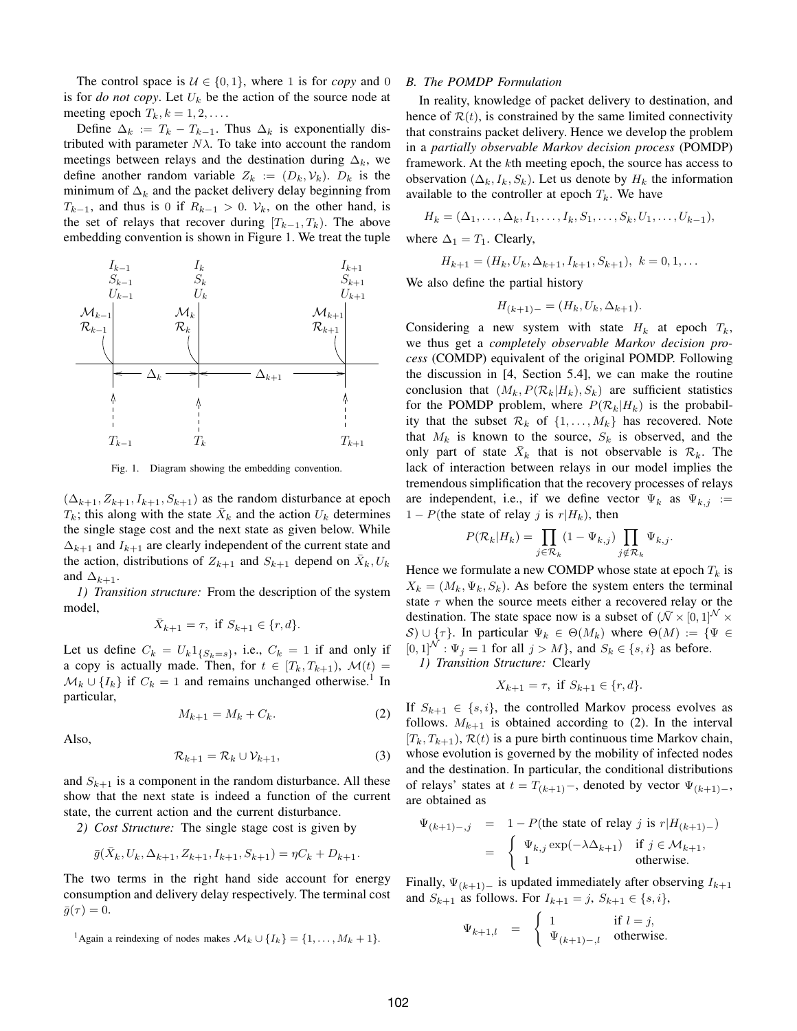The control space is $\mathcal{U} \in \{0, 1\}$, where 1 is for *copy* and 0 is for *do not copy*. Let $U_k$ be the action of the source node at meeting epoch $T_k, k = 1, 2, \ldots$.

Define $\Delta_k := T_k - T_{k-1}$. Thus $\Delta_k$ is exponentially distributed with parameter $N\lambda$. To take into account the random meetings between relays and the destination during $\Delta_k$, we define another random variable $Z_k := (D_k, \mathcal{V}_k)$. $D_k$ is the minimum of $\Delta_k$ and the packet delivery delay beginning from $T_{k-1}$, and thus is 0 if $R_{k-1} > 0$. $\mathcal{V}_k$, on the other hand, is the set of relays that recover during $[T_{k-1}, T_k)$. The above embedding convention is shown in Figure 1. We treat the tuple

Fig. 1. Diagram showing the embedding convention.

$(\Delta_{k+1}, Z_{k+1}, I_{k+1}, S_{k+1})$ as the random disturbance at epoch $T_k$; this along with the state $\bar{X}_k$ and the action $U_k$ determines the single stage cost and the next state as given below. While $\Delta_{k+1}$ and $I_{k+1}$ are clearly independent of the current state and the action, distributions of $Z_{k+1}$ and $S_{k+1}$ depend on $\bar{X}_k, U_k$ and $\Delta_{k+1}$.

*1) Transition structure:* From the description of the system model,

$$\bar{X}_{k+1} = \tau, \text{ if } S_{k+1} \in \{r, d\}.$$

Let us define $C_k = U_k 1_{\{S_k = s\}}$, i.e., $C_k = 1$ if and only if a copy is actually made. Then, for $t \in [T_k, T_{k+1})$, $\mathcal{M}(t) = \mathcal{M}_k \cup \{I_k\}$ if $C_k = 1$ and remains unchanged otherwise.[1] In particular,

$$M_{k+1} = M_k + C_k. \tag{2}$$

Also,

$$\mathcal{R}_{k+1} = \mathcal{R}_k \cup \mathcal{V}_{k+1}, \tag{3}$$

and $S_{k+1}$ is a component in the random disturbance. All these show that the next state is indeed a function of the current state, the current action and the current disturbance.

*2) Cost Structure:* The single stage cost is given by

$$\bar{g}(\bar{X}_k, U_k, \Delta_{k+1}, Z_{k+1}, I_{k+1}, S_{k+1}) = \eta C_k + D_{k+1}.$$

The two terms in the right hand side account for energy consumption and delivery delay respectively. The terminal cost $\bar{g}(\tau) = 0$.

[1] Again a reindexing of nodes makes $\mathcal{M}_k \cup \{I_k\} = \{1, \ldots, M_k + 1\}$.

### B. The POMDP Formulation

In reality, knowledge of packet delivery to destination, and hence of $\mathcal{R}(t)$, is constrained by the same limited connectivity that constrains packet delivery. Hence we develop the problem in a *partially observable Markov decision process* (POMDP) framework. At the $k$th meeting epoch, the source has access to observation $(\Delta_k, I_k, S_k)$. Let us denote by $H_k$ the information available to the controller at epoch $T_k$. We have

$$H_k = (\Delta_1, \ldots, \Delta_k, I_1, \ldots, I_k, S_1, \ldots, S_k, U_1, \ldots, U_{k-1}),$$

where $\Delta_1 = T_1$. Clearly,

$$H_{k+1} = (H_k, U_k, \Delta_{k+1}, I_{k+1}, S_{k+1}), \; k = 0, 1, \ldots$$

We also define the partial history

$$H_{(k+1)-} = (H_k, U_k, \Delta_{k+1}).$$

Considering a new system with state $H_k$ at epoch $T_k$, we thus get a *completely observable Markov decision process* (COMDP) equivalent of the original POMDP. Following the discussion in [4, Section 5.4], we can make the routine conclusion that $(M_k, P(\mathcal{R}_k|H_k), S_k)$ are sufficient statistics for the POMDP problem, where $P(\mathcal{R}_k|H_k)$ is the probability that the subset $\mathcal{R}_k$ of $\{1, \ldots, M_k\}$ has recovered. Note that $M_k$ is known to the source, $S_k$ is observed, and the only part of state $\bar{X}_k$ that is not observable is $\mathcal{R}_k$. The lack of interaction between relays in our model implies the tremendous simplification that the recovery processes of relays are independent, i.e., if we define vector $\Psi_k$ as $\Psi_{k,j} := 1 - P(\text{the state of relay } j \text{ is } r | H_k)$, then

$$P(\mathcal{R}_k|H_k) = \prod_{j \in \mathcal{R}_k} (1 - \Psi_{k,j}) \prod_{j \notin \mathcal{R}_k} \Psi_{k,j}.$$

Hence we formulate a new COMDP whose state at epoch $T_k$ is $X_k = (M_k, \Psi_k, S_k)$. As before the system enters the terminal state $\tau$ when the source meets either a recovered relay or the destination. The state space now is a subset of $(\bar{\mathcal{N}} \times [0,1]^{\mathcal{N}} \times \mathcal{S}) \cup \{\tau\}$. In particular $\Psi_k \in \Theta(M_k)$ where $\Theta(M) := \{\Psi \in [0,1]^{\mathcal{N}} : \Psi_j = 1 \text{ for all } j > M\}$, and $S_k \in \{s, i\}$ as before.

*1) Transition Structure:* Clearly

$$X_{k+1} = \tau, \text{ if } S_{k+1} \in \{r, d\}.$$

If $S_{k+1} \in \{s, i\}$, the controlled Markov process evolves as follows. $M_{k+1}$ is obtained according to (2). In the interval $[T_k, T_{k+1})$, $\mathcal{R}(t)$ is a pure birth continuous time Markov chain, whose evolution is governed by the mobility of infected nodes and the destination. In particular, the conditional distributions of relays' states at $t = T_{(k+1)-}$, denoted by vector $\Psi_{(k+1)-}$, are obtained as

$$\begin{aligned}
\Psi_{(k+1)-,j} &= 1 - P(\text{the state of relay } j \text{ is } r | H_{(k+1)-}) \\
&= \begin{cases} \Psi_{k,j} \exp(-\lambda \Delta_{k+1}) & \text{if } j \in \mathcal{M}_{k+1}, \\ 1 & \text{otherwise.} \end{cases}
\end{aligned}$$

Finally, $\Psi_{(k+1)-}$ is updated immediately after observing $I_{k+1}$ and $S_{k+1}$ as follows. For $I_{k+1} = j$, $S_{k+1} \in \{s, i\}$,

$$\Psi_{k+1,l} = \begin{cases} 1 & \text{if } l = j, \\ \Psi_{(k+1)-,l} & \text{otherwise.} \end{cases}$$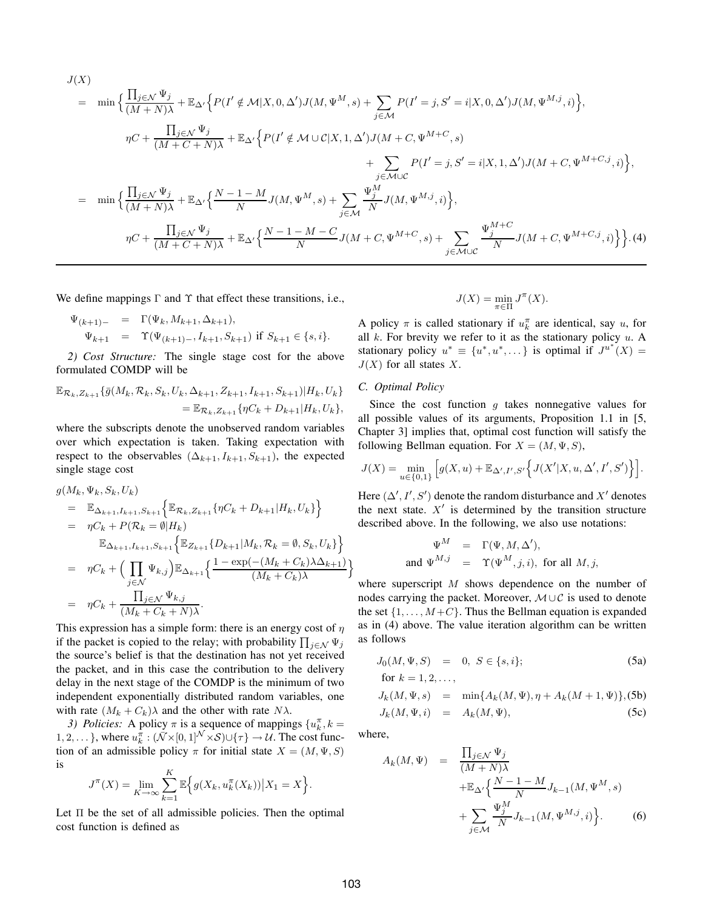$$
\begin{aligned}
&J(X) \\
&= \min\Big\{\frac{\prod_{j\in\mathcal{N}}\Psi_j}{(M+N)\lambda}+\mathbb{E}_{\Delta'}\Big\{P(I'\notin\mathcal{M}|X,0,\Delta')J(M,\Psi^M,s)+\sum_{j\in\mathcal{M}}P(I'=j,S'=i|X,0,\Delta')J(M,\Psi^{M,j},i)\Big\}, \\
&\qquad \eta C+\frac{\prod_{j\in\mathcal{N}}\Psi_j}{(M+C+N)\lambda}+\mathbb{E}_{\Delta'}\Big\{P(I'\notin\mathcal{M}\cup\mathcal{C}|X,1,\Delta')J(M+C,\Psi^{M+C},s) \\
&\qquad\qquad +\sum_{j\in\mathcal{M}\cup\mathcal{C}}P(I'=j,S'=i|X,1,\Delta')J(M+C,\Psi^{M+C,j},i)\Big\}, \\
&= \min\Big\{\frac{\prod_{j\in\mathcal{N}}\Psi_j}{(M+N)\lambda}+\mathbb{E}_{\Delta'}\Big\{\frac{N-1-M}{N}J(M,\Psi^M,s)+\sum_{j\in\mathcal{M}}\frac{\Psi_j^M}{N}J(M,\Psi^{M,j},i)\Big\}, \\
&\qquad \eta C+\frac{\prod_{j\in\mathcal{N}}\Psi_j}{(M+C+N)\lambda}+\mathbb{E}_{\Delta'}\Big\{\frac{N-1-M-C}{N}J(M+C,\Psi^{M+C},s)+\sum_{j\in\mathcal{M}\cup\mathcal{C}}\frac{\Psi_j^{M+C}}{N}J(M+C,\Psi^{M+C,j},i)\Big\}\Big\}. \quad (4)
\end{aligned}
$$

We define mappings $\Gamma$ and $\Upsilon$ that effect these transitions, i.e.,

$$
\begin{aligned}
\Psi_{(k+1)-} &= \Gamma(\Psi_k, M_{k+1}, \Delta_{k+1}), \\
\Psi_{k+1} &= \Upsilon(\Psi_{(k+1)-}, I_{k+1}, S_{k+1}) \text{ if } S_{k+1}\in\{s,i\}.
\end{aligned}
$$

*2) Cost Structure:* The single stage cost for the above formulated COMDP will be

$$
\begin{aligned}
\mathbb{E}_{\mathcal{R}_k,Z_{k+1}}\{\bar{g}(M_k,\mathcal{R}_k,S_k,U_k,\Delta_{k+1},Z_{k+1},I_{k+1},S_{k+1})|H_k,U_k\} \\
= \mathbb{E}_{\mathcal{R}_k,Z_{k+1}}\{\eta C_k + D_{k+1}|H_k,U_k\},
\end{aligned}
$$

where the subscripts denote the unobserved random variables over which expectation is taken. Taking expectation with respect to the observables $(\Delta_{k+1}, I_{k+1}, S_{k+1})$, the expected single stage cost

$$
\begin{aligned}
&g(M_k,\Psi_k,S_k,U_k) \\
&= \mathbb{E}_{\Delta_{k+1},I_{k+1},S_{k+1}}\Big\{\mathbb{E}_{\mathcal{R}_k,Z_{k+1}}\{\eta C_k + D_{k+1}|H_k,U_k\}\Big\} \\
&= \eta C_k + P(\mathcal{R}_k=\emptyset|H_k) \\
&\qquad \mathbb{E}_{\Delta_{k+1},I_{k+1},S_{k+1}}\Big\{\mathbb{E}_{Z_{k+1}}\{D_{k+1}|M_k,\mathcal{R}_k=\emptyset,S_k,U_k\}\Big\} \\
&= \eta C_k + \Big(\prod_{j\in\mathcal{N}}\Psi_{k,j}\Big)\mathbb{E}_{\Delta_{k+1}}\Big\{\frac{1-\exp(-(M_k+C_k)\lambda\Delta_{k+1})}{(M_k+C_k)\lambda}\Big\} \\
&= \eta C_k + \frac{\prod_{j\in\mathcal{N}}\Psi_{k,j}}{(M_k+C_k+N)\lambda}.
\end{aligned}
$$

This expression has a simple form: there is an energy cost of $\eta$ if the packet is copied to the relay; with probability $\prod_{j\in\mathcal{N}}\Psi_j$ the source's belief is that the destination has not yet received the packet, and in this case the contribution to the delivery delay in the next stage of the COMDP is the minimum of two independent exponentially distributed random variables, one with rate $(M_k+C_k)\lambda$ and the other with rate $N\lambda$.

*3) Policies:* A policy $\pi$ is a sequence of mappings $\{u_k^\pi, k=1,2,\dots\}$, where $u_k^\pi : (\mathcal{N}\times[0,1]^{\mathcal{N}}\times\mathcal{S})\cup\{\tau\}\to\mathcal{U}$. The cost function of an admissible policy $\pi$ for initial state $X=(M,\Psi,S)$ is

$$
J^\pi(X) = \lim_{K\to\infty}\sum_{k=1}^{K}\mathbb{E}\Big\{g(X_k,u_k^\pi(X_k))\big|X_1=X\Big\}.
$$

Let $\Pi$ be the set of all admissible policies. Then the optimal cost function is defined as

$$
J(X) = \min_{\pi\in\Pi} J^\pi(X).
$$

A policy $\pi$ is called stationary if $u_k^\pi$ are identical, say $u$, for all $k$. For brevity we refer to it as the stationary policy $u$. A stationary policy $u^*\equiv\{u^*,u^*,\dots\}$ is optimal if $J^{u^*}(X)=J(X)$ for all states $X$.

### C. Optimal Policy

Since the cost function $g$ takes nonnegative values for all possible values of its arguments, Proposition 1.1 in [5, Chapter 3] implies that, optimal cost function will satisfy the following Bellman equation. For $X=(M,\Psi,S)$,

$$
J(X) = \min_{u\in\{0,1\}}\Big[g(X,u)+\mathbb{E}_{\Delta',I',S'}\Big\{J(X'|X,u,\Delta',I',S')\Big\}\Big].
$$

Here $(\Delta',I',S')$ denote the random disturbance and $X'$ denotes the next state. $X'$ is determined by the transition structure described above. In the following, we also use notations:

$$
\begin{aligned}
\Psi^M &= \Gamma(\Psi,M,\Delta'), \\
\text{and } \Psi^{M,j} &= \Upsilon(\Psi^M,j,i), \text{ for all } M,j,
\end{aligned}
$$

where superscript $M$ shows dependence on the number of nodes carrying the packet. Moreover, $\mathcal{M}\cup\mathcal{C}$ is used to denote the set $\{1,\dots,M+C\}$. Thus the Bellman equation is expanded as in (4) above. The value iteration algorithm can be written as follows

$$
\begin{aligned}
J_0(M,\Psi,S) &= 0,\ S\in\{s,i\}; && \text{(5a)} \\
\text{for } k &= 1,2,\dots, \\
J_k(M,\Psi,s) &= \min\{A_k(M,\Psi),\eta+A_k(M+1,\Psi)\}, && \text{(5b)} \\
J_k(M,\Psi,i) &= A_k(M,\Psi), && \text{(5c)}
\end{aligned}
$$

where,

$$
\begin{aligned}
A_k(M,\Psi) &= \frac{\prod_{j\in\mathcal{N}}\Psi_j}{(M+N)\lambda} \\
&\quad +\mathbb{E}_{\Delta'}\Big\{\frac{N-1-M}{N}J_{k-1}(M,\Psi^M,s) \\
&\quad +\sum_{j\in\mathcal{M}}\frac{\Psi_j^M}{N}J_{k-1}(M,\Psi^{M,j},i)\Big\}. \qquad (6)
\end{aligned}
$$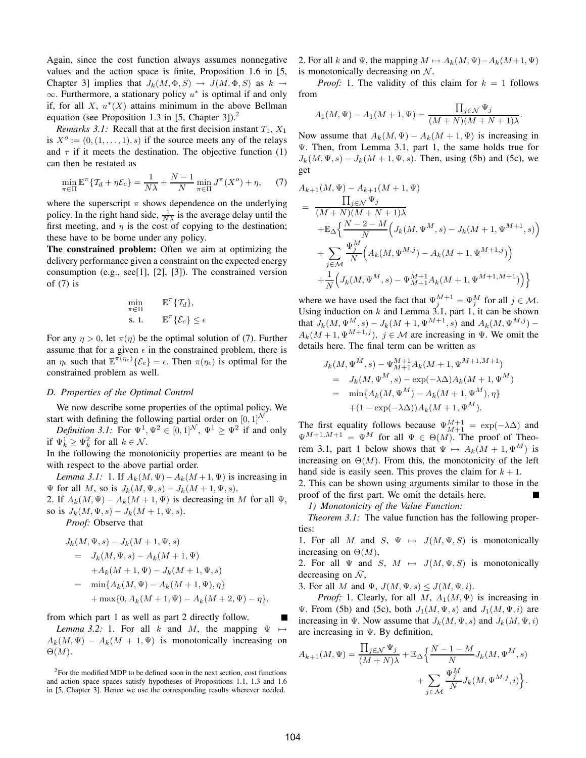Again, since the cost function always assumes nonnegative values and the action space is finite, Proposition 1.6 in [5, Chapter 3] implies that $J_k(M, \Phi, S) \to J(M, \Phi, S)$ as $k \to \infty$. Furthermore, a stationary policy $u^*$ is optimal if and only if, for all $X$, $u^*(X)$ attains minimum in the above Bellman equation (see Proposition 1.3 in [5, Chapter 3]).[2]

*Remarks 3.1:* Recall that at the first decision instant $T_1$, $X_1$ is $X^o := (0, (1, \ldots, 1), s)$ if the source meets any of the relays and $\tau$ if it meets the destination. The objective function (1) can then be restated as

$$\min_{\pi \in \Pi} \mathbb{E}^\pi\{\mathcal{T}_d + \eta \mathcal{E}_c\} = \frac{1}{N\lambda} + \frac{N-1}{N} \min_{\pi \in \Pi} J^\pi(X^o) + \eta, \tag{7}$$

where the superscript $\pi$ shows dependence on the underlying policy. In the right hand side, $\frac{1}{N\lambda}$ is the average delay until the first meeting, and $\eta$ is the cost of copying to the destination; these have to be borne under any policy.

**The constrained problem:** Often we aim at optimizing the delivery performance given a constraint on the expected energy consumption (e.g., see[1], [2], [3]). The constrained version of (7) is

$$\begin{aligned} \min_{\pi \in \Pi} \quad & \mathbb{E}^\pi\{\mathcal{T}_d\}, \\ \text{s. t.} \quad & \mathbb{E}^\pi\{\mathcal{E}_c\} \leq \epsilon \end{aligned}$$

For any $\eta > 0$, let $\pi(\eta)$ be the optimal solution of (7). Further assume that for a given $\epsilon$ in the constrained problem, there is an $\eta_\epsilon$ such that $\mathbb{E}^{\pi(\eta_\epsilon)}\{\mathcal{E}_c\} = \epsilon$. Then $\pi(\eta_\epsilon)$ is optimal for the constrained problem as well.

### D. Properties of the Optimal Control

We now describe some properties of the optimal policy. We start with defining the following partial order on $[0,1]^{\mathcal{N}}$.

*Definition 3.1:* For $\Psi^1, \Psi^2 \in [0,1]^{\mathcal{N}}$, $\Psi^1 \geq \Psi^2$ if and only if $\Psi_k^1 \geq \Psi_k^2$ for all $k \in \mathcal{N}$.

In the following the monotonicity properties are meant to be with respect to the above partial order.

*Lemma 3.1:* 1. If $A_k(M, \Psi) - A_k(M+1, \Psi)$ is increasing in $\Psi$ for all $M$, so is $J_k(M, \Psi, s) - J_k(M+1, \Psi, s)$.
2. If $A_k(M, \Psi) - A_k(M+1, \Psi)$ is decreasing in $M$ for all $\Psi$, so is $J_k(M, \Psi, s) - J_k(M+1, \Psi, s)$.

*Proof:* Observe that

$$\begin{aligned} J_k(M, \Psi, s) &- J_k(M+1, \Psi, s) \\ &= J_k(M, \Psi, s) - A_k(M+1, \Psi) \\ &\quad + A_k(M+1, \Psi) - J_k(M+1, \Psi, s) \\ &= \min\{A_k(M, \Psi) - A_k(M+1, \Psi), \eta\} \\ &\quad + \max\{0, A_k(M+1, \Psi) - A_k(M+2, \Psi) - \eta\}, \end{aligned}$$

from which part 1 as well as part 2 directly follow. ■

*Lemma 3.2:* 1. For all $k$ and $M$, the mapping $\Psi \mapsto A_k(M, \Psi) - A_k(M+1, \Psi)$ is monotonically increasing on $\Theta(M)$.
2. For all $k$ and $\Psi$, the mapping $M \mapsto A_k(M, \Psi) - A_k(M+1, \Psi)$ is monotonically decreasing on $\mathcal{N}$.

*Proof:* 1. The validity of this claim for $k = 1$ follows from

$$A_1(M, \Psi) - A_1(M+1, \Psi) = \frac{\prod_{j \in \mathcal{N}} \Psi_j}{(M+N)(M+N+1)\lambda}.$$

Now assume that $A_k(M, \Psi) - A_k(M+1, \Psi)$ is increasing in $\Psi$. Then, from Lemma 3.1, part 1, the same holds true for $J_k(M, \Psi, s) - J_k(M+1, \Psi, s)$. Then, using (5b) and (5c), we get

$$\begin{aligned} &A_{k+1}(M, \Psi) - A_{k+1}(M+1, \Psi) \\ &= \frac{\prod_{j \in \mathcal{N}} \Psi_j}{(M+N)(M+N+1)\lambda} \\ &\quad + \mathbb{E}_\Delta \Big\{ \frac{N-2-M}{N} \Big( J_k(M, \Psi^M, s) - J_k(M+1, \Psi^{M+1}, s) \Big) \\ &\quad + \sum_{j \in \mathcal{M}} \frac{\Psi_j^M}{N} \Big( A_k(M, \Psi^{M,j}) - A_k(M+1, \Psi^{M+1,j}) \Big) \\ &\quad + \frac{1}{N} \Big( J_k(M, \Psi^M, s) - \Psi_{M+1}^{M+1} A_k(M+1, \Psi^{M+1, M+1}) \Big) \Big\} \end{aligned}$$

where we have used the fact that $\Psi_j^{M+1} = \Psi_j^M$ for all $j \in \mathcal{M}$. Using induction on $k$ and Lemma 3.1, part 1, it can be shown that $J_k(M, \Psi^M, s) - J_k(M+1, \Psi^{M+1}, s)$ and $A_k(M, \Psi^{M,j}) - A_k(M+1, \Psi^{M+1,j})$, $j \in \mathcal{M}$ are increasing in $\Psi$. We omit the details here. The final term can be written as

$$\begin{aligned} J_k(M, &\Psi^M, s) - \Psi_{M+1}^{M+1} A_k(M+1, \Psi^{M+1, M+1}) \\ &= J_k(M, \Psi^M, s) - \exp(-\lambda\Delta) A_k(M+1, \Psi^M) \\ &= \min\{A_k(M, \Psi^M) - A_k(M+1, \Psi^M), \eta\} \\ &\quad + (1 - \exp(-\lambda\Delta)) A_k(M+1, \Psi^M). \end{aligned}$$

The first equality follows because $\Psi_{M+1}^{M+1} = \exp(-\lambda\Delta)$ and $\Psi^{M+1, M+1} = \Psi^M$ for all $\Psi \in \Theta(M)$. The proof of Theorem 3.1, part 1 below shows that $\Psi \mapsto A_k(M+1, \Psi^M)$ is increasing on $\Theta(M)$. From this, the monotonicity of the left hand side is easily seen. This proves the claim for $k+1$.
2. This can be shown using arguments similar to those in the proof of the first part. We omit the details here. ■

#### 1) Monotonicity of the Value Function:

*Theorem 3.1:* The value function has the following properties:
1. For all $M$ and $S$, $\Psi \mapsto J(M, \Psi, S)$ is monotonically increasing on $\Theta(M)$,
2. For all $\Psi$ and $S$, $M \mapsto J(M, \Psi, S)$ is monotonically decreasing on $\bar{\mathcal{N}}$,
3. For all $M$ and $\Psi$, $J(M, \Psi, s) \leq J(M, \Psi, i)$.

*Proof:* 1. Clearly, for all $M$, $A_1(M, \Psi)$ is increasing in $\Psi$. From (5b) and (5c), both $J_1(M, \Psi, s)$ and $J_1(M, \Psi, i)$ are increasing in $\Psi$. Now assume that $J_k(M, \Psi, s)$ and $J_k(M, \Psi, i)$ are increasing in $\Psi$. By definition,

$$\begin{aligned} A_{k+1}(M, \Psi) = \frac{\prod_{j \in \mathcal{N}} \Psi_j}{(M+N)\lambda} + \mathbb{E}_\Delta \Big\{ &\frac{N-1-M}{N} J_k(M, \Psi^M, s) \\ &+ \sum_{j \in \mathcal{M}} \frac{\Psi_j^M}{N} J_k(M, \Psi^{M,j}, i) \Big\}. \end{aligned}$$

[2] For the modified MDP to be defined soon in the next section, cost functions and action space spaces satisfy hypotheses of Propositions 1.1, 1.3 and 1.6 in [5, Chapter 3]. Hence we use the corresponding results wherever needed.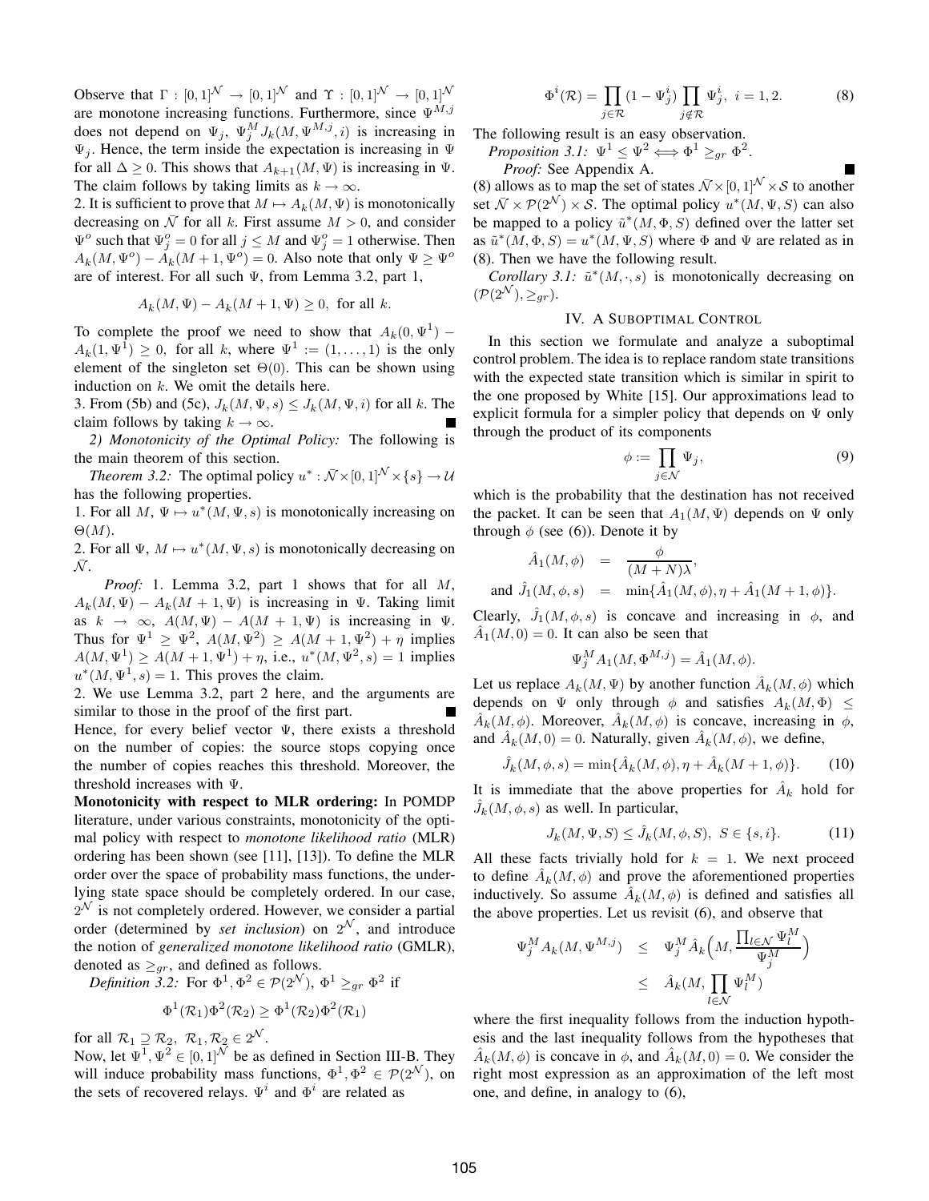Observe that $\Gamma : [0,1]^{\mathcal{N}} \to [0,1]^{\mathcal{N}}$ and $\Upsilon : [0,1]^{\mathcal{N}} \to [0,1]^{\mathcal{N}}$ are monotone increasing functions. Furthermore, since $\Psi^{M,j}$ does not depend on $\Psi_j$, $\Psi_j^M J_k(M, \Psi^{M,j}, i)$ is increasing in $\Psi_j$. Hence, the term inside the expectation is increasing in $\Psi$ for all $\Delta \geq 0$. This shows that $A_{k+1}(M, \Psi)$ is increasing in $\Psi$. The claim follows by taking limits as $k \to \infty$.

2. It is sufficient to prove that $M \mapsto A_k(M, \Psi)$ is monotonically decreasing on $\bar{\mathcal{N}}$ for all $k$. First assume $M > 0$, and consider $\Psi^o$ such that $\Psi_j^o = 0$ for all $j \leq M$ and $\Psi_j^o = 1$ otherwise. Then $A_k(M, \Psi^o) - A_k(M+1, \Psi^o) = 0$. Also note that only $\Psi \geq \Psi^o$ are of interest. For all such $\Psi$, from Lemma 3.2, part 1,

$$A_k(M, \Psi) - A_k(M+1, \Psi) \geq 0, \text{ for all } k.$$

To complete the proof we need to show that $A_k(0, \Psi^1) - A_k(1, \Psi^1) \geq 0$, for all $k$, where $\Psi^1 := (1, \ldots, 1)$ is the only element of the singleton set $\Theta(0)$. This can be shown using induction on $k$. We omit the details here.

3. From (5b) and (5c), $J_k(M, \Psi, s) \leq J_k(M, \Psi, i)$ for all $k$. The claim follows by taking $k \to \infty$. ∎

*2) Monotonicity of the Optimal Policy:* The following is the main theorem of this section.

*Theorem 3.2:* The optimal policy $u^* : \bar{\mathcal{N}} \times [0,1]^{\mathcal{N}} \times \{s\} \to \mathcal{U}$ has the following properties.

1. For all $M$, $\Psi \mapsto u^*(M, \Psi, s)$ is monotonically increasing on $\Theta(M)$.

2. For all $\Psi$, $M \mapsto u^*(M, \Psi, s)$ is monotonically decreasing on $\mathcal{N}$.

*Proof:* 1. Lemma 3.2, part 1 shows that for all $M$, $A_k(M, \Psi) - A_k(M+1, \Psi)$ is increasing in $\Psi$. Taking limit as $k \to \infty$, $A(M, \Psi) - A(M+1, \Psi)$ is increasing in $\Psi$. Thus for $\Psi^1 \geq \Psi^2$, $A(M, \Psi^2) \geq A(M+1, \Psi^2) + \eta$ implies $A(M, \Psi^1) \geq A(M+1, \Psi^1) + \eta$, i.e., $u^*(M, \Psi^2, s) = 1$ implies $u^*(M, \Psi^1, s) = 1$. This proves the claim.

2. We use Lemma 3.2, part 2 here, and the arguments are similar to those in the proof of the first part. ∎

Hence, for every belief vector $\Psi$, there exists a threshold on the number of copies: the source stops copying once the number of copies reaches this threshold. Moreover, the threshold increases with $\Psi$.

**Monotonicity with respect to MLR ordering:** In POMDP literature, under various constraints, monotonicity of the optimal policy with respect to *monotone likelihood ratio* (MLR) ordering has been shown (see [11], [13]). To define the MLR order over the space of probability mass functions, the underlying state space should be completely ordered. In our case, $2^{\mathcal{N}}$ is not completely ordered. However, we consider a partial order (determined by *set inclusion*) on $2^{\mathcal{N}}$, and introduce the notion of *generalized monotone likelihood ratio* (GMLR), denoted as $\geq_{gr}$, and defined as follows.

*Definition 3.2:* For $\Phi^1, \Phi^2 \in \mathcal{P}(2^{\mathcal{N}})$, $\Phi^1 \geq_{gr} \Phi^2$ if

$$\Phi^1(\mathcal{R}_1)\Phi^2(\mathcal{R}_2) \geq \Phi^1(\mathcal{R}_2)\Phi^2(\mathcal{R}_1)$$

for all $\mathcal{R}_1 \supseteq \mathcal{R}_2$, $\mathcal{R}_1, \mathcal{R}_2 \in 2^{\mathcal{N}}$.

Now, let $\Psi^1, \Psi^2 \in [0,1]^{\mathcal{N}}$ be as defined in Section III-B. They will induce probability mass functions, $\Phi^1, \Phi^2 \in \mathcal{P}(2^{\mathcal{N}})$, on the sets of recovered relays. $\Psi^i$ and $\Phi^i$ are related as

$$\Phi^i(\mathcal{R}) = \prod_{j \in \mathcal{R}} (1 - \Psi_j^i) \prod_{j \notin \mathcal{R}} \Psi_j^i, \ i = 1, 2. \tag{8}$$

The following result is an easy observation.

*Proposition 3.1:* $\Psi^1 \leq \Psi^2 \iff \Phi^1 \geq_{gr} \Phi^2$.

*Proof:* See Appendix A. ∎

(8) allows as to map the set of states $\bar{\mathcal{N}} \times [0,1]^{\mathcal{N}} \times \mathcal{S}$ to another set $\bar{\mathcal{N}} \times \mathcal{P}(2^{\mathcal{N}}) \times \mathcal{S}$. The optimal policy $u^*(M, \Psi, S)$ can also be mapped to a policy $\tilde{u}^*(M, \Phi, S)$ defined over the latter set as $\tilde{u}^*(M, \Phi, S) = u^*(M, \Psi, S)$ where $\Phi$ and $\Psi$ are related as in (8). Then we have the following result.

*Corollary 3.1:* $\tilde{u}^*(M, \cdot, s)$ is monotonically decreasing on $(\mathcal{P}(2^{\mathcal{N}}), \geq_{gr})$.

## IV. A Suboptimal Control

In this section we formulate and analyze a suboptimal control problem. The idea is to replace random state transitions with the expected state transition which is similar in spirit to the one proposed by White [15]. Our approximations lead to explicit formula for a simpler policy that depends on $\Psi$ only through the product of its components

$$\phi := \prod_{j \in \mathcal{N}} \Psi_j, \tag{9}$$

which is the probability that the destination has not received the packet. It can be seen that $A_1(M, \Psi)$ depends on $\Psi$ only through $\phi$ (see (6)). Denote it by

$$\begin{aligned}
\hat{A}_1(M, \phi) &= \frac{\phi}{(M+N)\lambda}, \\
\text{and } \hat{J}_1(M, \phi, s) &= \min\{\hat{A}_1(M, \phi), \eta + \hat{A}_1(M+1, \phi)\}.
\end{aligned}$$

Clearly, $\hat{J}_1(M, \phi, s)$ is concave and increasing in $\phi$, and $\hat{A}_1(M, 0) = 0$. It can also be seen that

$$\Psi_j^M A_1(M, \Phi^{M,j}) = \hat{A}_1(M, \phi).$$

Let us replace $A_k(M, \Psi)$ by another function $\hat{A}_k(M, \phi)$ which depends on $\Psi$ only through $\phi$ and satisfies $A_k(M, \Phi) \leq \hat{A}_k(M, \phi)$. Moreover, $\hat{A}_k(M, \phi)$ is concave, increasing in $\phi$, and $\hat{A}_k(M, 0) = 0$. Naturally, given $\hat{A}_k(M, \phi)$, we define,

$$\hat{J}_k(M, \phi, s) = \min\{\hat{A}_k(M, \phi), \eta + \hat{A}_k(M+1, \phi)\}. \tag{10}$$

It is immediate that the above properties for $\hat{A}_k$ hold for $\hat{J}_k(M, \phi, s)$ as well. In particular,

$$J_k(M, \Psi, S) \leq \hat{J}_k(M, \phi, S), \ S \in \{s, i\}. \tag{11}$$

All these facts trivially hold for $k = 1$. We next proceed to define $\hat{A}_k(M, \phi)$ and prove the aforementioned properties inductively. So assume $\hat{A}_k(M, \phi)$ is defined and satisfies all the above properties. Let us revisit (6), and observe that

$$\begin{aligned}
\Psi_j^M A_k(M, \Psi^{M,j}) &\leq \Psi_j^M \hat{A}_k\Big(M, \frac{\prod_{l \in \mathcal{N}} \Psi_l^M}{\Psi_j^M}\Big) \\
&\leq \hat{A}_k(M, \prod_{l \in \mathcal{N}} \Psi_l^M)
\end{aligned}$$

where the first inequality follows from the induction hypothesis and the last inequality follows from the hypotheses that $\hat{A}_k(M, \phi)$ is concave in $\phi$, and $\hat{A}_k(M, 0) = 0$. We consider the right most expression as an approximation of the left most one, and define, in analogy to (6),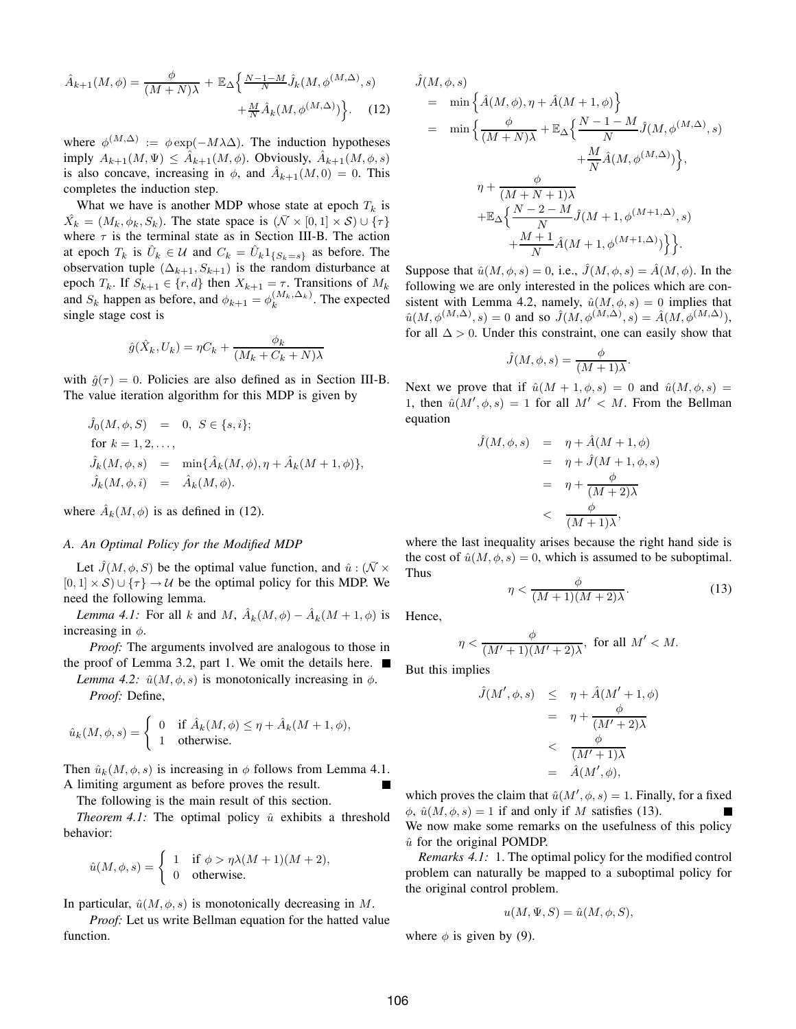$$\hat{A}_{k+1}(M,\phi) = \frac{\phi}{(M+N)\lambda} + \mathbb{E}_\Delta\Big\{\tfrac{N-1-M}{N}\hat{J}_k(M,\phi^{(M,\Delta)},s) + \tfrac{M}{N}\hat{A}_k(M,\phi^{(M,\Delta)})\Big\}. \quad (12)$$

where $\phi^{(M,\Delta)} := \phi\exp(-M\lambda\Delta)$. The induction hypotheses imply $A_{k+1}(M,\Psi) \le \hat{A}_{k+1}(M,\phi)$. Obviously, $\hat{A}_{k+1}(M,\phi,s)$ is also concave, increasing in $\phi$, and $\hat{A}_{k+1}(M,0) = 0$. This completes the induction step.

What we have is another MDP whose state at epoch $T_k$ is $\hat{X}_k = (M_k, \phi_k, S_k)$. The state space is $(\bar{\mathcal{N}} \times [0,1] \times \mathcal{S}) \cup \{\tau\}$ where $\tau$ is the terminal state as in Section III-B. The action at epoch $T_k$ is $\hat{U}_k \in \mathcal{U}$ and $C_k = \hat{U}_k 1_{\{S_k = s\}}$ as before. The observation tuple $(\Delta_{k+1}, S_{k+1})$ is the random disturbance at epoch $T_k$. If $S_{k+1} \in \{r, d\}$ then $X_{k+1} = \tau$. Transitions of $M_k$ and $S_k$ happen as before, and $\phi_{k+1} = \phi_k^{(M_k,\Delta_k)}$. The expected single stage cost is

$$\hat{g}(\hat{X}_k, U_k) = \eta C_k + \frac{\phi_k}{(M_k + C_k + N)\lambda}$$

with $\hat{g}(\tau) = 0$. Policies are also defined as in Section III-B. The value iteration algorithm for this MDP is given by

$$\begin{aligned}
\hat{J}_0(M,\phi,S) &= 0,\ S \in \{s,i\};\\
\text{for } k &= 1,2,\ldots,\\
\hat{J}_k(M,\phi,s) &= \min\{\hat{A}_k(M,\phi), \eta + \hat{A}_k(M+1,\phi)\},\\
\hat{J}_k(M,\phi,i) &= \hat{A}_k(M,\phi).
\end{aligned}$$

where $\hat{A}_k(M,\phi)$ is as defined in (12).

### A. An Optimal Policy for the Modified MDP

Let $\hat{J}(M,\phi,S)$ be the optimal value function, and $\hat{u} : (\bar{\mathcal{N}} \times [0,1] \times \mathcal{S}) \cup \{\tau\} \to \mathcal{U}$ be the optimal policy for this MDP. We need the following lemma.

*Lemma 4.1:* For all $k$ and $M$, $\hat{A}_k(M,\phi) - \hat{A}_k(M+1,\phi)$ is increasing in $\phi$.

*Proof:* The arguments involved are analogous to those in the proof of Lemma 3.2, part 1. We omit the details here. ∎

*Lemma 4.2:* $\hat{u}(M,\phi,s)$ is monotonically increasing in $\phi$.

*Proof:* Define,

$$\hat{u}_k(M,\phi,s) = \begin{cases} 0 & \text{if } \hat{A}_k(M,\phi) \le \eta + \hat{A}_k(M+1,\phi),\\ 1 & \text{otherwise.}\end{cases}$$

Then $\hat{u}_k(M,\phi,s)$ is increasing in $\phi$ follows from Lemma 4.1. A limiting argument as before proves the result. ∎

The following is the main result of this section.

*Theorem 4.1:* The optimal policy $\hat{u}$ exhibits a threshold behavior:

$$\hat{u}(M,\phi,s) = \begin{cases} 1 & \text{if } \phi > \eta\lambda(M+1)(M+2),\\ 0 & \text{otherwise.}\end{cases}$$

In particular, $\hat{u}(M,\phi,s)$ is monotonically decreasing in $M$.

*Proof:* Let us write Bellman equation for the hatted value function.

$$\begin{aligned}
&\hat{J}(M,\phi,s)\\
&= \min\Big\{\hat{A}(M,\phi), \eta + \hat{A}(M+1,\phi)\Big\}\\
&= \min\Big\{\frac{\phi}{(M+N)\lambda} + \mathbb{E}_\Delta\Big\{\frac{N-1-M}{N}\hat{J}(M,\phi^{(M,\Delta)},s) + \frac{M}{N}\hat{A}(M,\phi^{(M,\Delta)})\Big\},\\
&\qquad \eta + \frac{\phi}{(M+N+1)\lambda} + \mathbb{E}_\Delta\Big\{\frac{N-2-M}{N}\hat{J}(M+1,\phi^{(M+1,\Delta)},s) + \frac{M+1}{N}\hat{A}(M+1,\phi^{(M+1,\Delta)})\Big\}\Big\}.
\end{aligned}$$

Suppose that $\hat{u}(M,\phi,s) = 0$, i.e., $\hat{J}(M,\phi,s) = \hat{A}(M,\phi)$. In the following we are only interested in the polices which are consistent with Lemma 4.2, namely, $\hat{u}(M,\phi,s) = 0$ implies that $\hat{u}(M,\phi^{(M,\Delta)},s) = 0$ and so $\hat{J}(M,\phi^{(M,\Delta)},s) = \hat{A}(M,\phi^{(M,\Delta)})$, for all $\Delta > 0$. Under this constraint, one can easily show that

$$\hat{J}(M,\phi,s) = \frac{\phi}{(M+1)\lambda}.$$

Next we prove that if $\hat{u}(M+1,\phi,s) = 0$ and $\hat{u}(M,\phi,s) = 1$, then $\hat{u}(M',\phi,s) = 1$ for all $M' < M$. From the Bellman equation

$$\begin{aligned}
\hat{J}(M,\phi,s) &= \eta + \hat{A}(M+1,\phi)\\
&= \eta + \hat{J}(M+1,\phi,s)\\
&= \eta + \frac{\phi}{(M+2)\lambda}\\
&< \frac{\phi}{(M+1)\lambda},
\end{aligned}$$

where the last inequality arises because the right hand side is the cost of $\hat{u}(M,\phi,s) = 0$, which is assumed to be suboptimal. Thus

$$\eta < \frac{\phi}{(M+1)(M+2)\lambda}. \quad (13)$$

Hence,

$$\eta < \frac{\phi}{(M'+1)(M'+2)\lambda}, \text{ for all } M' < M.$$

But this implies

$$\begin{aligned}
\hat{J}(M',\phi,s) &\le \eta + \hat{A}(M'+1,\phi)\\
&= \eta + \frac{\phi}{(M'+2)\lambda}\\
&< \frac{\phi}{(M'+1)\lambda}\\
&= \hat{A}(M',\phi),
\end{aligned}$$

which proves the claim that $\hat{u}(M',\phi,s) = 1$. Finally, for a fixed $\phi$, $\hat{u}(M,\phi,s) = 1$ if and only if $M$ satisfies (13). ∎

We now make some remarks on the usefulness of this policy $\hat{u}$ for the original POMDP.

*Remarks 4.1:* 1. The optimal policy for the modified control problem can naturally be mapped to a suboptimal policy for the original control problem.

$$u(M,\Psi,S) = \hat{u}(M,\phi,S),$$

where $\phi$ is given by (9).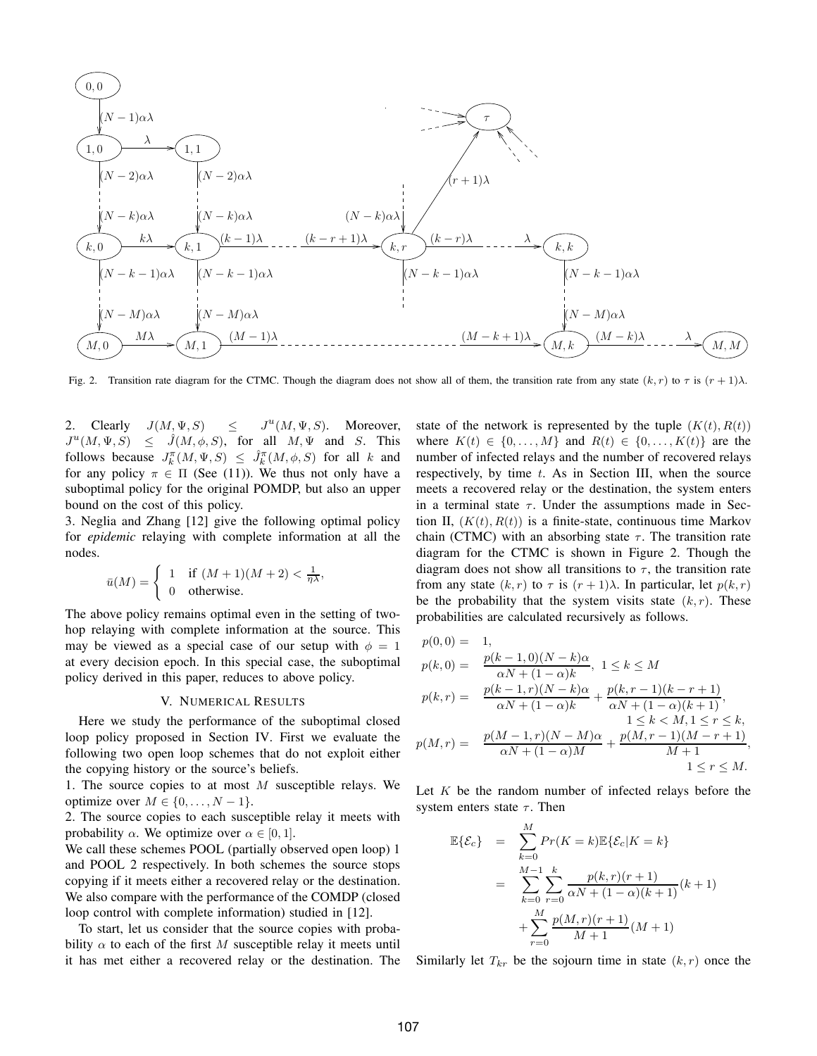Fig. 2. Transition rate diagram for the CTMC. Though the diagram does not show all of them, the transition rate from any state $(k, r)$ to $\tau$ is $(r + 1)\lambda$.

2. Clearly $J(M, \Psi, S) \leq J^u(M, \Psi, S)$. Moreover, $J^u(M, \Psi, S) \leq \hat{J}(M, \phi, S)$, for all $M, \Psi$ and $S$. This follows because $J_k^\pi(M, \Psi, S) \leq \hat{J}_k^\pi(M, \phi, S)$ for all $k$ and for any policy $\pi \in \Pi$ (See (11)). We thus not only have a suboptimal policy for the original POMDP, but also an upper bound on the cost of this policy.

3. Neglia and Zhang [12] give the following optimal policy for *epidemic* relaying with complete information at all the nodes.

$$\bar{u}(M) = \begin{cases} 1 & \text{if } (M + 1)(M + 2) < \frac{1}{\eta\lambda}, \\ 0 & \text{otherwise.} \end{cases}$$

The above policy remains optimal even in the setting of two-hop relaying with complete information at the source. This may be viewed as a special case of our setup with $\phi = 1$ at every decision epoch. In this special case, the suboptimal policy derived in this paper, reduces to above policy.

## V. Numerical Results

Here we study the performance of the suboptimal closed loop policy proposed in Section IV. First we evaluate the following two open loop schemes that do not exploit either the copying history or the source's beliefs.

1. The source copies to at most $M$ susceptible relays. We optimize over $M \in \{0, \ldots, N - 1\}$.
2. The source copies to each susceptible relay it meets with probability $\alpha$. We optimize over $\alpha \in [0, 1]$.

We call these schemes POOL (partially observed open loop) 1 and POOL 2 respectively. In both schemes the source stops copying if it meets either a recovered relay or the destination. We also compare with the performance of the COMDP (closed loop control with complete information) studied in [12].

To start, let us consider that the source copies with probability $\alpha$ to each of the first $M$ susceptible relay it meets until it has met either a recovered relay or the destination. The state of the network is represented by the tuple $(K(t), R(t))$ where $K(t) \in \{0, \ldots, M\}$ and $R(t) \in \{0, \ldots, K(t)\}$ are the number of infected relays and the number of recovered relays respectively, by time $t$. As in Section III, when the source meets a recovered relay or the destination, the system enters in a terminal state $\tau$. Under the assumptions made in Section II, $(K(t), R(t))$ is a finite-state, continuous time Markov chain (CTMC) with an absorbing state $\tau$. The transition rate diagram for the CTMC is shown in Figure 2. Though the diagram does not show all transitions to $\tau$, the transition rate from any state $(k, r)$ to $\tau$ is $(r + 1)\lambda$. In particular, let $p(k, r)$ be the probability that the system visits state $(k, r)$. These probabilities are calculated recursively as follows.

$$
\begin{aligned}
p(0, 0) &= 1, \\
p(k, 0) &= \frac{p(k - 1, 0)(N - k)\alpha}{\alpha N + (1 - \alpha)k}, \ 1 \leq k \leq M \\
p(k, r) &= \frac{p(k - 1, r)(N - k)\alpha}{\alpha N + (1 - \alpha)k} + \frac{p(k, r - 1)(k - r + 1)}{\alpha N + (1 - \alpha)(k + 1)}, \\
&\qquad\qquad\qquad\qquad 1 \leq k < M, 1 \leq r \leq k, \\
p(M, r) &= \frac{p(M - 1, r)(N - M)\alpha}{\alpha N + (1 - \alpha)M} + \frac{p(M, r - 1)(M - r + 1)}{M + 1}, \\
&\qquad\qquad\qquad\qquad 1 \leq r \leq M.
\end{aligned}
$$

Let $K$ be the random number of infected relays before the system enters state $\tau$. Then

$$
\begin{aligned}
\mathbb{E}\{\mathcal{E}_c\} &= \sum_{k=0}^{M} Pr(K = k)\mathbb{E}\{\mathcal{E}_c | K = k\} \\
&= \sum_{k=0}^{M-1} \sum_{r=0}^{k} \frac{p(k, r)(r + 1)}{\alpha N + (1 - \alpha)(k + 1)}(k + 1) \\
&\quad + \sum_{r=0}^{M} \frac{p(M, r)(r + 1)}{M + 1}(M + 1)
\end{aligned}
$$

Similarly let $T_{kr}$ be the sojourn time in state $(k, r)$ once the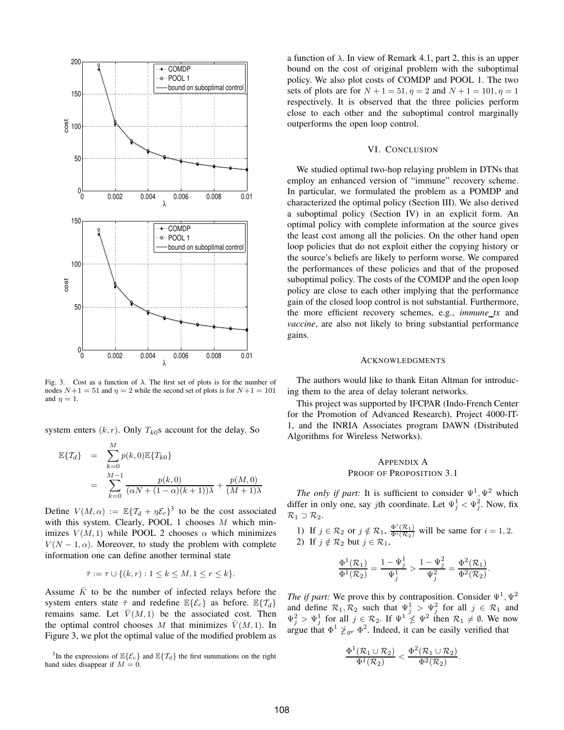Fig. 3. Cost as a function of $\lambda$. The first set of plots is for the number of nodes $N+1 = 51$ and $\eta = 2$ while the second set of plots is for $N+1 = 101$ and $\eta = 1$.

system enters $(k, r)$. Only $T_{k0}$s account for the delay. So

$$
\begin{aligned}
\mathbb{E}\{\mathcal{T}_d\} &= \sum_{k=0}^{M} p(k,0)\mathbb{E}\{T_{k0}\} \\
&= \sum_{k=0}^{M-1} \frac{p(k,0)}{(\alpha N + (1-\alpha)(k+1))\lambda} + \frac{p(M,0)}{(M+1)\lambda}
\end{aligned}
$$

Define $V(M, \alpha) := \mathbb{E}\{\mathcal{T}_d + \eta\mathcal{E}_c\}$[3] to be the cost associated with this system. Clearly, POOL 1 chooses $M$ which minimizes $V(M, 1)$ while POOL 2 chooses $\alpha$ which minimizes $V(N-1, \alpha)$. Moreover, to study the problem with complete information one can define another terminal state

$$\bar{\tau} := \tau \cup \{(k, r) : 1 \leq k \leq M, 1 \leq r \leq k\}.$$

Assume $\bar{K}$ to be the number of infected relays before the system enters state $\bar{\tau}$ and redefine $\mathbb{E}\{\mathcal{E}_c\}$ as before. $\mathbb{E}\{\mathcal{T}_d\}$ remains same. Let $\bar{V}(M, 1)$ be the associated cost. Then the optimal control chooses $M$ that minimizes $\bar{V}(M, 1)$. In Figure 3, we plot the optimal value of the modified problem as a function of $\lambda$. In view of Remark 4.1, part 2, this is an upper bound on the cost of original problem with the suboptimal policy. We also plot costs of COMDP and POOL 1. The two sets of plots are for $N+1 = 51, \eta = 2$ and $N+1 = 101, \eta = 1$ respectively. It is observed that the three policies perform close to each other and the suboptimal control marginally outperforms the open loop control.

[3] In the expressions of $\mathbb{E}\{\mathcal{E}_c\}$ and $\mathbb{E}\{\mathcal{T}_d\}$ the first summations on the right hand sides disappear if $M = 0$.

## VI. Conclusion

We studied optimal two-hop relaying problem in DTNs that employ an enhanced version of "immune" recovery scheme. In particular, we formulated the problem as a POMDP and characterized the optimal policy (Section III). We also derived a suboptimal policy (Section IV) in an explicit form. An optimal policy with complete information at the source gives the least cost among all the policies. On the other hand open loop policies that do not exploit either the copying history or the source's beliefs are likely to perform worse. We compared the performances of these policies and that of the proposed suboptimal policy. The costs of the COMDP and the open loop policy are close to each other implying that the performance gain of the closed loop control is not substantial. Furthermore, the more efficient recovery schemes, e.g., *immune_tx* and *vaccine*, are also not likely to bring substantial performance gains.

## Acknowledgments

The authors would like to thank Eitan Altman for introducing them to the area of delay tolerant networks.

This project was supported by IFCPAR (Indo-French Center for the Promotion of Advanced Research), Project 4000-IT-1, and the INRIA Associates program DAWN (Distributed Algorithms for Wireless Networks).

## Appendix A
## Proof of Proposition 3.1

*The only if part:* It is sufficient to consider $\Psi^1, \Psi^2$ which differ in only one, say $j$th coordinate. Let $\Psi_j^1 < \Psi_j^2$. Now, fix $\mathcal{R}_1 \supset \mathcal{R}_2$.

1) If $j \in \mathcal{R}_2$ or $j \notin \mathcal{R}_1$, $\frac{\Phi^i(\mathcal{R}_1)}{\Phi^i(\mathcal{R}_2)}$ will be same for $i = 1, 2$.
2) If $j \notin \mathcal{R}_2$ but $j \in \mathcal{R}_1$,

$$\frac{\Phi^1(\mathcal{R}_1)}{\Phi^1(\mathcal{R}_2)} = \frac{1-\Psi_j^1}{\Psi_j^1} > \frac{1-\Psi_j^2}{\Psi_j^2} = \frac{\Phi^2(\mathcal{R}_1)}{\Phi^2(\mathcal{R}_2)}.$$

*The if part:* We prove this by contraposition. Consider $\Psi^1, \Psi^2$ and define $\mathcal{R}_1, \mathcal{R}_2$ such that $\Psi_j^1 > \Psi_j^2$ for all $j \in \mathcal{R}_1$ and $\Psi_j^2 > \Psi_j^1$ for all $j \in \mathcal{R}_2$. If $\Psi^1 \nleq \Psi^2$ then $\mathcal{R}_1 \neq \emptyset$. We now argue that $\Phi^1 \ngeq_{gr} \Phi^2$. Indeed, it can be easily verified that

$$\frac{\Phi^1(\mathcal{R}_1 \cup \mathcal{R}_2)}{\Phi^1(\mathcal{R}_2)} < \frac{\Phi^2(\mathcal{R}_1 \cup \mathcal{R}_2)}{\Phi^2(\mathcal{R}_2)}.$$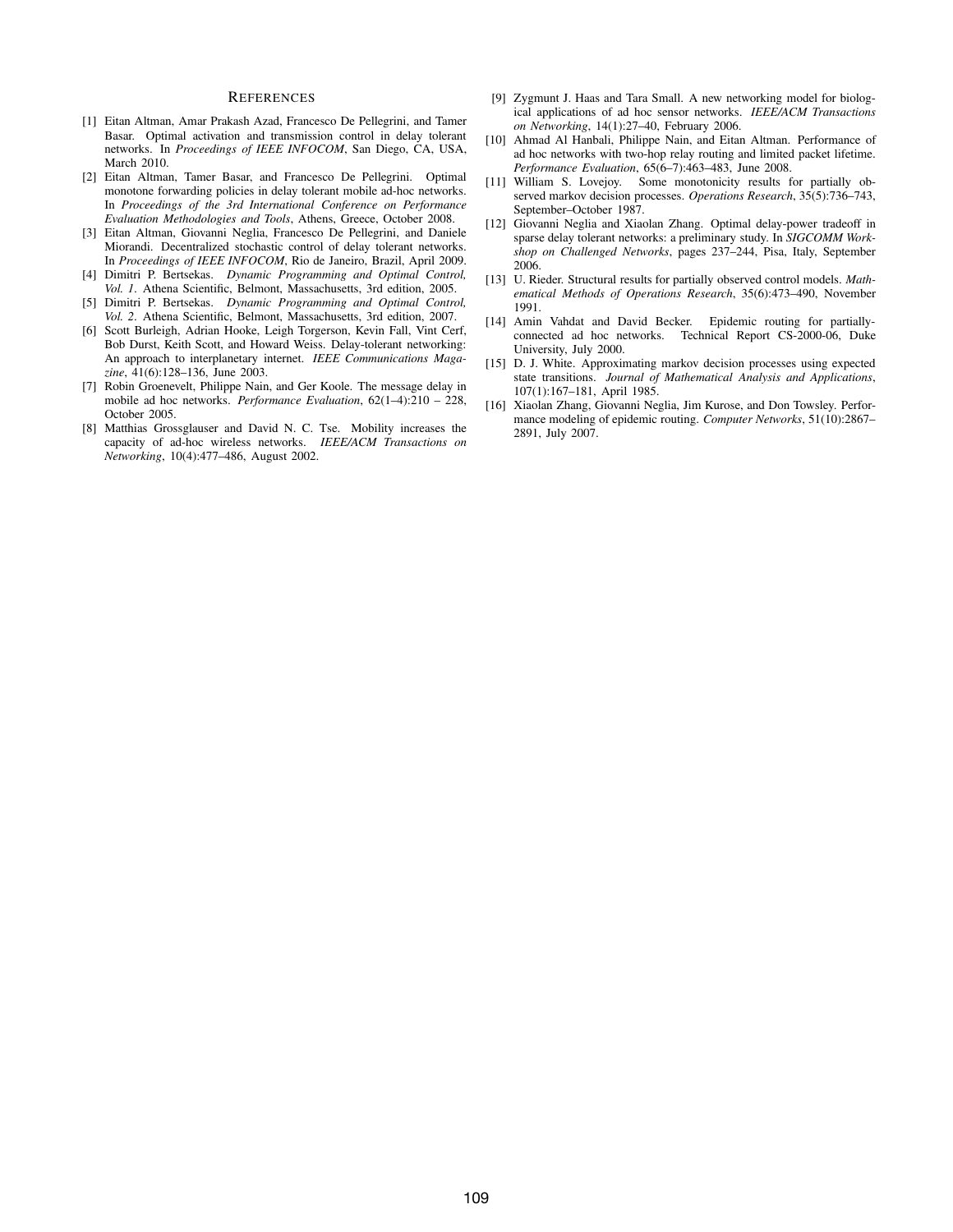# References

[1] Eitan Altman, Amar Prakash Azad, Francesco De Pellegrini, and Tamer Basar. Optimal activation and transmission control in delay tolerant networks. In *Proceedings of IEEE INFOCOM*, San Diego, CA, USA, March 2010.

[2] Eitan Altman, Tamer Basar, and Francesco De Pellegrini. Optimal monotone forwarding policies in delay tolerant mobile ad-hoc networks. In *Proceedings of the 3rd International Conference on Performance Evaluation Methodologies and Tools*, Athens, Greece, October 2008.

[3] Eitan Altman, Giovanni Neglia, Francesco De Pellegrini, and Daniele Miorandi. Decentralized stochastic control of delay tolerant networks. In *Proceedings of IEEE INFOCOM*, Rio de Janeiro, Brazil, April 2009.

[4] Dimitri P. Bertsekas. *Dynamic Programming and Optimal Control, Vol. 1*. Athena Scientific, Belmont, Massachusetts, 3rd edition, 2005.

[5] Dimitri P. Bertsekas. *Dynamic Programming and Optimal Control, Vol. 2*. Athena Scientific, Belmont, Massachusetts, 3rd edition, 2007.

[6] Scott Burleigh, Adrian Hooke, Leigh Torgerson, Kevin Fall, Vint Cerf, Bob Durst, Keith Scott, and Howard Weiss. Delay-tolerant networking: An approach to interplanetary internet. *IEEE Communications Magazine*, 41(6):128–136, June 2003.

[7] Robin Groenevelt, Philippe Nain, and Ger Koole. The message delay in mobile ad hoc networks. *Performance Evaluation*, 62(1–4):210 – 228, October 2005.

[8] Matthias Grossglauser and David N. C. Tse. Mobility increases the capacity of ad-hoc wireless networks. *IEEE/ACM Transactions on Networking*, 10(4):477–486, August 2002.

[9] Zygmunt J. Haas and Tara Small. A new networking model for biological applications of ad hoc sensor networks. *IEEE/ACM Transactions on Networking*, 14(1):27–40, February 2006.

[10] Ahmad Al Hanbali, Philippe Nain, and Eitan Altman. Performance of ad hoc networks with two-hop relay routing and limited packet lifetime. *Performance Evaluation*, 65(6–7):463–483, June 2008.

[11] William S. Lovejoy. Some monotonicity results for partially observed markov decision processes. *Operations Research*, 35(5):736–743, September–October 1987.

[12] Giovanni Neglia and Xiaolan Zhang. Optimal delay-power tradeoff in sparse delay tolerant networks: a preliminary study. In *SIGCOMM Workshop on Challenged Networks*, pages 237–244, Pisa, Italy, September 2006.

[13] U. Rieder. Structural results for partially observed control models. *Mathematical Methods of Operations Research*, 35(6):473–490, November 1991.

[14] Amin Vahdat and David Becker. Epidemic routing for partially-connected ad hoc networks. Technical Report CS-2000-06, Duke University, July 2000.

[15] D. J. White. Approximating markov decision processes using expected state transitions. *Journal of Mathematical Analysis and Applications*, 107(1):167–181, April 1985.

[16] Xiaolan Zhang, Giovanni Neglia, Jim Kurose, and Don Towsley. Performance modeling of epidemic routing. *Computer Networks*, 51(10):2867–2891, July 2007.